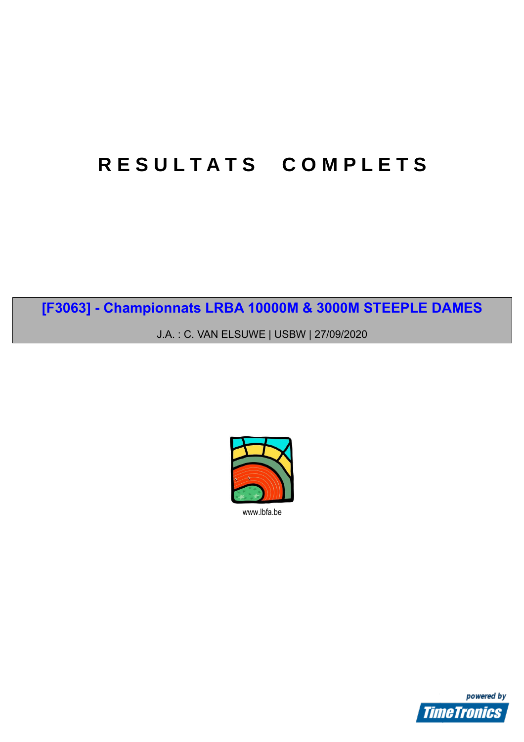# RESULTATS COMPLETS

## [F3063] - Championnats LRBA 10000M & 3000M STEEPLE DAMES

J.A. : C. VAN ELSUWE | USBW | 27/09/2020

www.lbfa.be

powered by TimeTronics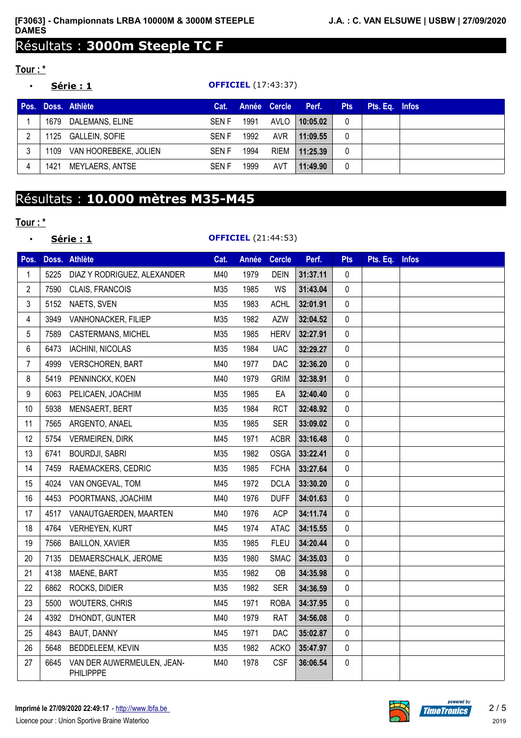**[F3063] - Championnats LRBA 10000M & 3000M STEEPLE DAMES**

**J.A. : C. VAN ELSUWE | USBW | 27/09/2020**

# Résultats : **3000m Steeple TC F**

**Tour : ***

- **Série : 1** — **OFFICIEL** (17:43:37)

| Pos. | Doss. | Athlète | Cat. | Année | Cercle | Perf. | Pts | Pts. Eq. | Infos |
|---|---|---|---|---|---|---|---|---|---|
| 1 | 1679 | DALEMANS, ELINE | SEN F | 1991 | AVLO | **10:05.02** | 0 | | |
| 2 | 1125 | GALLEIN, SOFIE | SEN F | 1992 | AVR | **11:09.55** | 0 | | |
| 3 | 1109 | VAN HOOREBEKE, JOLIEN | SEN F | 1994 | RIEM | **11:25.39** | 0 | | |
| 4 | 1421 | MEYLAERS, ANTSE | SEN F | 1999 | AVT | **11:49.90** | 0 | | |

# Résultats : **10.000 mètres M35-M45**

**Tour : ***

- **Série : 1** — **OFFICIEL** (21:44:53)

| Pos. | Doss. | Athlète | Cat. | Année | Cercle | Perf. | Pts | Pts. Eq. | Infos |
|---|---|---|---|---|---|---|---|---|---|
| 1 | 5225 | DIAZ Y RODRIGUEZ, ALEXANDER | M40 | 1979 | DEIN | **31:37.11** | 0 | | |
| 2 | 7590 | CLAIS, FRANCOIS | M35 | 1985 | WS | **31:43.04** | 0 | | |
| 3 | 5152 | NAETS, SVEN | M35 | 1983 | ACHL | **32:01.91** | 0 | | |
| 4 | 3949 | VANHONACKER, FILIEP | M35 | 1982 | AZW | **32:04.52** | 0 | | |
| 5 | 7589 | CASTERMANS, MICHEL | M35 | 1985 | HERV | **32:27.91** | 0 | | |
| 6 | 6473 | IACHINI, NICOLAS | M35 | 1984 | UAC | **32:29.27** | 0 | | |
| 7 | 4999 | VERSCHOREN, BART | M40 | 1977 | DAC | **32:36.20** | 0 | | |
| 8 | 5419 | PENNINCKX, KOEN | M40 | 1979 | GRIM | **32:38.91** | 0 | | |
| 9 | 6063 | PELICAEN, JOACHIM | M35 | 1985 | EA | **32:40.40** | 0 | | |
| 10 | 5938 | MENSAERT, BERT | M35 | 1984 | RCT | **32:48.92** | 0 | | |
| 11 | 7565 | ARGENTO, ANAEL | M35 | 1985 | SER | **33:09.02** | 0 | | |
| 12 | 5754 | VERMEIREN, DIRK | M45 | 1971 | ACBR | **33:16.48** | 0 | | |
| 13 | 6741 | BOURDJI, SABRI | M35 | 1982 | OSGA | **33:22.41** | 0 | | |
| 14 | 7459 | RAEMACKERS, CEDRIC | M35 | 1985 | FCHA | **33:27.64** | 0 | | |
| 15 | 4024 | VAN ONGEVAL, TOM | M45 | 1972 | DCLA | **33:30.20** | 0 | | |
| 16 | 4453 | POORTMANS, JOACHIM | M40 | 1976 | DUFF | **34:01.63** | 0 | | |
| 17 | 4517 | VANAUTGAERDEN, MAARTEN | M40 | 1976 | ACP | **34:11.74** | 0 | | |
| 18 | 4764 | VERHEYEN, KURT | M45 | 1974 | ATAC | **34:15.55** | 0 | | |
| 19 | 7566 | BAILLON, XAVIER | M35 | 1985 | FLEU | **34:20.44** | 0 | | |
| 20 | 7135 | DEMAERSCHALK, JEROME | M35 | 1980 | SMAC | **34:35.03** | 0 | | |
| 21 | 4138 | MAENE, BART | M35 | 1982 | OB | **34:35.98** | 0 | | |
| 22 | 6862 | ROCKS, DIDIER | M35 | 1982 | SER | **34:36.59** | 0 | | |
| 23 | 5500 | WOUTERS, CHRIS | M45 | 1971 | ROBA | **34:37.95** | 0 | | |
| 24 | 4392 | D'HONDT, GUNTER | M40 | 1979 | RAT | **34:56.08** | 0 | | |
| 25 | 4843 | BAUT, DANNY | M45 | 1971 | DAC | **35:02.87** | 0 | | |
| 26 | 5648 | BEDDELEEM, KEVIN | M35 | 1982 | ACKO | **35:47.97** | 0 | | |
| 27 | 6645 | VAN DER AUWERMEULEN, JEAN-PHILIPPPE | M40 | 1978 | CSF | **36:06.54** | 0 | | |

Imprimé le 27/09/2020 22:49:17 - http://www.lbfa.be

Licence pour : Union Sportive Braine Waterloo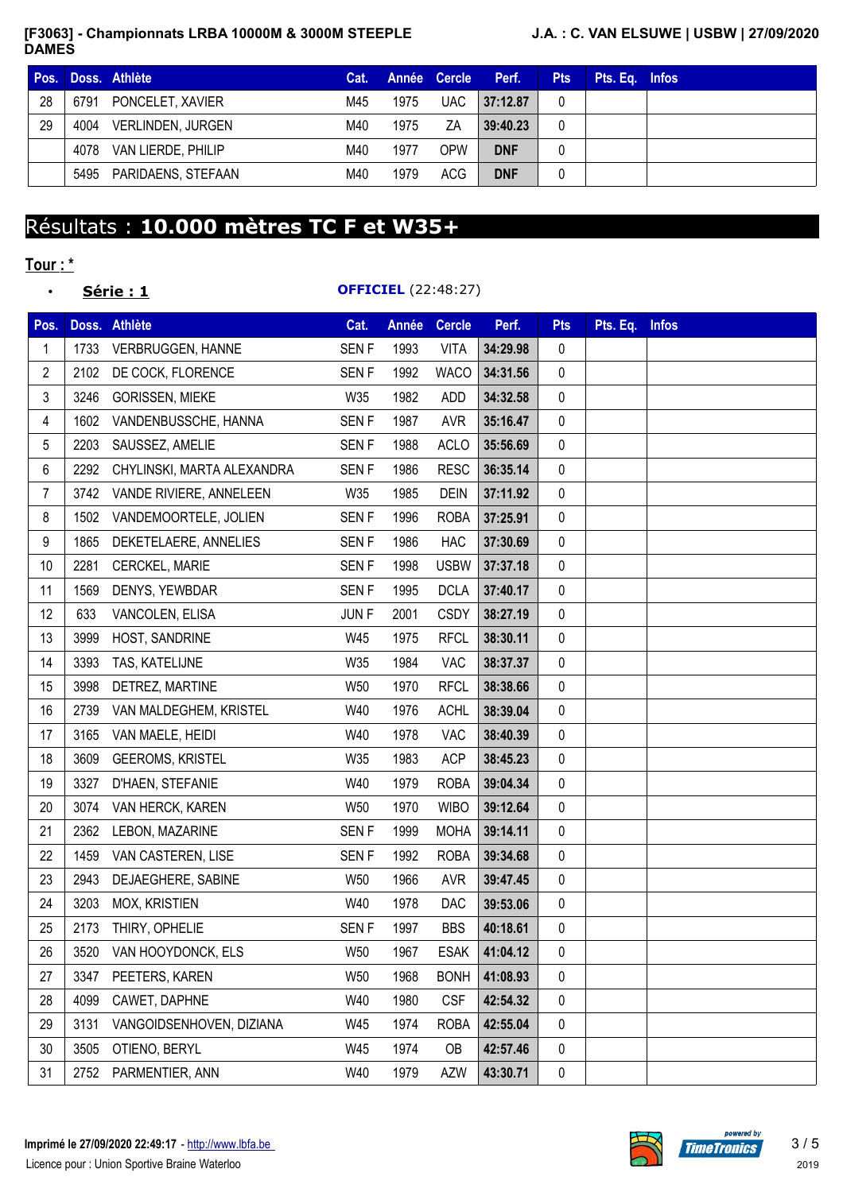| Pos. | Doss. | Athlète | Cat. | Année | Cercle | Perf. | Pts | Pts. Eq. | Infos |
|---|---|---|---|---|---|---|---|---|---|
| 28 | 6791 | PONCELET, XAVIER | M45 | 1975 | UAC | 37:12.87 | 0 | | |
| 29 | 4004 | VERLINDEN, JURGEN | M40 | 1975 | ZA | 39:40.23 | 0 | | |
| | 4078 | VAN LIERDE, PHILIP | M40 | 1977 | OPW | DNF | 0 | | |
| | 5495 | PARIDAENS, STEFAAN | M40 | 1979 | ACG | DNF | 0 | | |

# Résultats : **10.000 mètres TC F et W35+**

**Tour : ***

- **Série : 1** — **OFFICIEL** (22:48:27)

| Pos. | Doss. | Athlète | Cat. | Année | Cercle | Perf. | Pts | Pts. Eq. | Infos |
|---|---|---|---|---|---|---|---|---|---|
| 1 | 1733 | VERBRUGGEN, HANNE | SEN F | 1993 | VITA | 34:29.98 | 0 | | |
| 2 | 2102 | DE COCK, FLORENCE | SEN F | 1992 | WACO | 34:31.56 | 0 | | |
| 3 | 3246 | GORISSEN, MIEKE | W35 | 1982 | ADD | 34:32.58 | 0 | | |
| 4 | 1602 | VANDENBUSSCHE, HANNA | SEN F | 1987 | AVR | 35:16.47 | 0 | | |
| 5 | 2203 | SAUSSEZ, AMELIE | SEN F | 1988 | ACLO | 35:56.69 | 0 | | |
| 6 | 2292 | CHYLINSKI, MARTA ALEXANDRA | SEN F | 1986 | RESC | 36:35.14 | 0 | | |
| 7 | 3742 | VANDE RIVIERE, ANNELEEN | W35 | 1985 | DEIN | 37:11.92 | 0 | | |
| 8 | 1502 | VANDEMOORTELE, JOLIEN | SEN F | 1996 | ROBA | 37:25.91 | 0 | | |
| 9 | 1865 | DEKETELAERE, ANNELIES | SEN F | 1986 | HAC | 37:30.69 | 0 | | |
| 10 | 2281 | CERCKEL, MARIE | SEN F | 1998 | USBW | 37:37.18 | 0 | | |
| 11 | 1569 | DENYS, YEWBDAR | SEN F | 1995 | DCLA | 37:40.17 | 0 | | |
| 12 | 633 | VANCOLEN, ELISA | JUN F | 2001 | CSDY | 38:27.19 | 0 | | |
| 13 | 3999 | HOST, SANDRINE | W45 | 1975 | RFCL | 38:30.11 | 0 | | |
| 14 | 3393 | TAS, KATELIJNE | W35 | 1984 | VAC | 38:37.37 | 0 | | |
| 15 | 3998 | DETREZ, MARTINE | W50 | 1970 | RFCL | 38:38.66 | 0 | | |
| 16 | 2739 | VAN MALDEGHEM, KRISTEL | W40 | 1976 | ACHL | 38:39.04 | 0 | | |
| 17 | 3165 | VAN MAELE, HEIDI | W40 | 1978 | VAC | 38:40.39 | 0 | | |
| 18 | 3609 | GEEROMS, KRISTEL | W35 | 1983 | ACP | 38:45.23 | 0 | | |
| 19 | 3327 | D'HAEN, STEFANIE | W40 | 1979 | ROBA | 39:04.34 | 0 | | |
| 20 | 3074 | VAN HERCK, KAREN | W50 | 1970 | WIBO | 39:12.64 | 0 | | |
| 21 | 2362 | LEBON, MAZARINE | SEN F | 1999 | MOHA | 39:14.11 | 0 | | |
| 22 | 1459 | VAN CASTEREN, LISE | SEN F | 1992 | ROBA | 39:34.68 | 0 | | |
| 23 | 2943 | DEJAEGHERE, SABINE | W50 | 1966 | AVR | 39:47.45 | 0 | | |
| 24 | 3203 | MOX, KRISTIEN | W40 | 1978 | DAC | 39:53.06 | 0 | | |
| 25 | 2173 | THIRY, OPHELIE | SEN F | 1997 | BBS | 40:18.61 | 0 | | |
| 26 | 3520 | VAN HOOYDONCK, ELS | W50 | 1967 | ESAK | 41:04.12 | 0 | | |
| 27 | 3347 | PEETERS, KAREN | W50 | 1968 | BONH | 41:08.93 | 0 | | |
| 28 | 4099 | CAWET, DAPHNE | W40 | 1980 | CSF | 42:54.32 | 0 | | |
| 29 | 3131 | VANGOIDSENHOVEN, DIZIANA | W45 | 1974 | ROBA | 42:55.04 | 0 | | |
| 30 | 3505 | OTIENO, BERYL | W45 | 1974 | OB | 42:57.46 | 0 | | |
| 31 | 2752 | PARMENTIER, ANN | W40 | 1979 | AZW | 43:30.71 | 0 | | |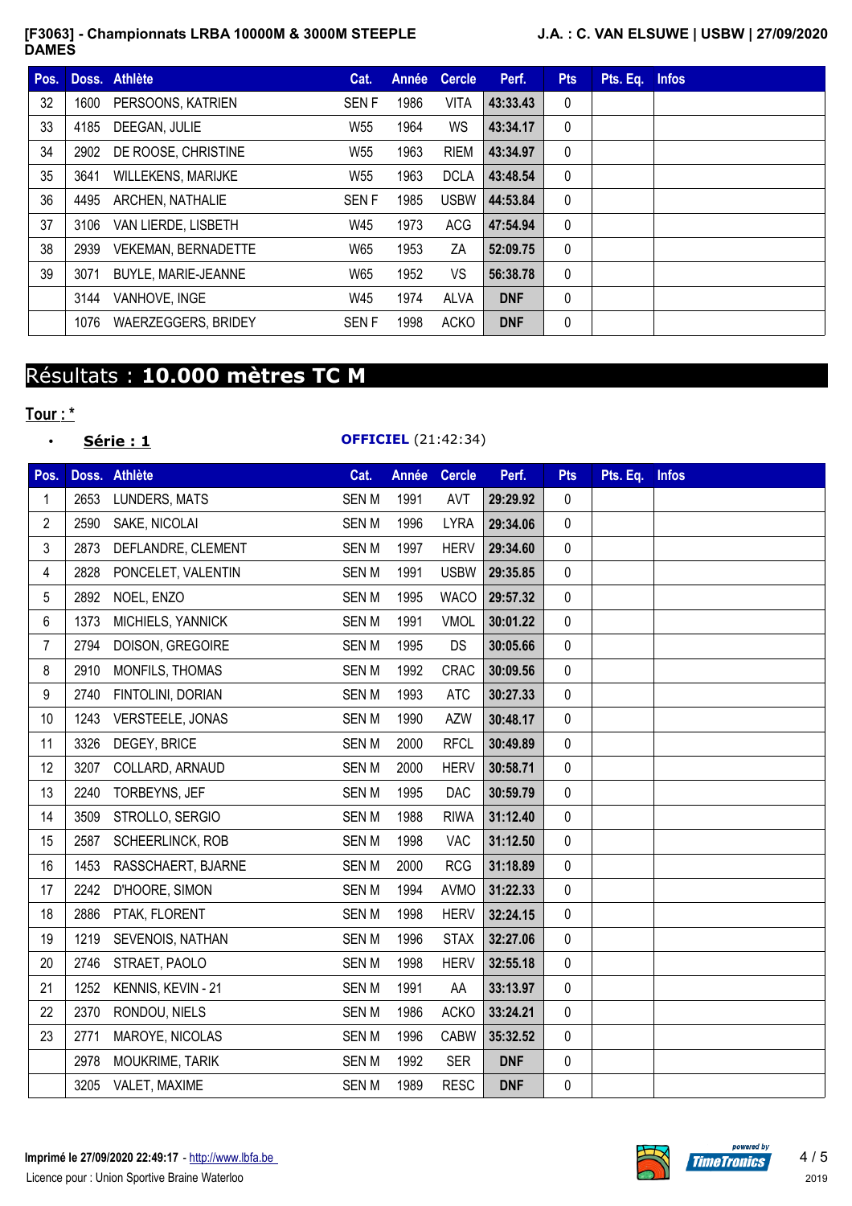| Pos. | Doss. | Athlète | Cat. | Année | Cercle | Perf. | Pts | Pts. Eq. | Infos |
|---|---|---|---|---|---|---|---|---|---|
| 32 | 1600 | PERSOONS, KATRIEN | SEN F | 1986 | VITA | 43:33.43 | 0 | | |
| 33 | 4185 | DEEGAN, JULIE | W55 | 1964 | WS | 43:34.17 | 0 | | |
| 34 | 2902 | DE ROOSE, CHRISTINE | W55 | 1963 | RIEM | 43:34.97 | 0 | | |
| 35 | 3641 | WILLEKENS, MARIJKE | W55 | 1963 | DCLA | 43:48.54 | 0 | | |
| 36 | 4495 | ARCHEN, NATHALIE | SEN F | 1985 | USBW | 44:53.84 | 0 | | |
| 37 | 3106 | VAN LIERDE, LISBETH | W45 | 1973 | ACG | 47:54.94 | 0 | | |
| 38 | 2939 | VEKEMAN, BERNADETTE | W65 | 1953 | ZA | 52:09.75 | 0 | | |
| 39 | 3071 | BUYLE, MARIE-JEANNE | W65 | 1952 | VS | 56:38.78 | 0 | | |
| | 3144 | VANHOVE, INGE | W45 | 1974 | ALVA | DNF | 0 | | |
| | 1076 | WAERZEGGERS, BRIDEY | SEN F | 1998 | ACKO | DNF | 0 | | |

# Résultats : **10.000 mètres TC M**

**Tour : \***

- **Série : 1** — **OFFICIEL** (21:42:34)

| Pos. | Doss. | Athlète | Cat. | Année | Cercle | Perf. | Pts | Pts. Eq. | Infos |
|---|---|---|---|---|---|---|---|---|---|
| 1 | 2653 | LUNDERS, MATS | SEN M | 1991 | AVT | 29:29.92 | 0 | | |
| 2 | 2590 | SAKE, NICOLAI | SEN M | 1996 | LYRA | 29:34.06 | 0 | | |
| 3 | 2873 | DEFLANDRE, CLEMENT | SEN M | 1997 | HERV | 29:34.60 | 0 | | |
| 4 | 2828 | PONCELET, VALENTIN | SEN M | 1991 | USBW | 29:35.85 | 0 | | |
| 5 | 2892 | NOEL, ENZO | SEN M | 1995 | WACO | 29:57.32 | 0 | | |
| 6 | 1373 | MICHIELS, YANNICK | SEN M | 1991 | VMOL | 30:01.22 | 0 | | |
| 7 | 2794 | DOISON, GREGOIRE | SEN M | 1995 | DS | 30:05.66 | 0 | | |
| 8 | 2910 | MONFILS, THOMAS | SEN M | 1992 | CRAC | 30:09.56 | 0 | | |
| 9 | 2740 | FINTOLINI, DORIAN | SEN M | 1993 | ATC | 30:27.33 | 0 | | |
| 10 | 1243 | VERSTEELE, JONAS | SEN M | 1990 | AZW | 30:48.17 | 0 | | |
| 11 | 3326 | DEGEY, BRICE | SEN M | 2000 | RFCL | 30:49.89 | 0 | | |
| 12 | 3207 | COLLARD, ARNAUD | SEN M | 2000 | HERV | 30:58.71 | 0 | | |
| 13 | 2240 | TORBEYNS, JEF | SEN M | 1995 | DAC | 30:59.79 | 0 | | |
| 14 | 3509 | STROLLO, SERGIO | SEN M | 1988 | RIWA | 31:12.40 | 0 | | |
| 15 | 2587 | SCHEERLINCK, ROB | SEN M | 1998 | VAC | 31:12.50 | 0 | | |
| 16 | 1453 | RASSCHAERT, BJARNE | SEN M | 2000 | RCG | 31:18.89 | 0 | | |
| 17 | 2242 | D'HOORE, SIMON | SEN M | 1994 | AVMO | 31:22.33 | 0 | | |
| 18 | 2886 | PTAK, FLORENT | SEN M | 1998 | HERV | 32:24.15 | 0 | | |
| 19 | 1219 | SEVENOIS, NATHAN | SEN M | 1996 | STAX | 32:27.06 | 0 | | |
| 20 | 2746 | STRAET, PAOLO | SEN M | 1998 | HERV | 32:55.18 | 0 | | |
| 21 | 1252 | KENNIS, KEVIN - 21 | SEN M | 1991 | AA | 33:13.97 | 0 | | |
| 22 | 2370 | RONDOU, NIELS | SEN M | 1986 | ACKO | 33:24.21 | 0 | | |
| 23 | 2771 | MAROYE, NICOLAS | SEN M | 1996 | CABW | 35:32.52 | 0 | | |
| | 2978 | MOUKRIME, TARIK | SEN M | 1992 | SER | DNF | 0 | | |
| | 3205 | VALET, MAXIME | SEN M | 1989 | RESC | DNF | 0 | | |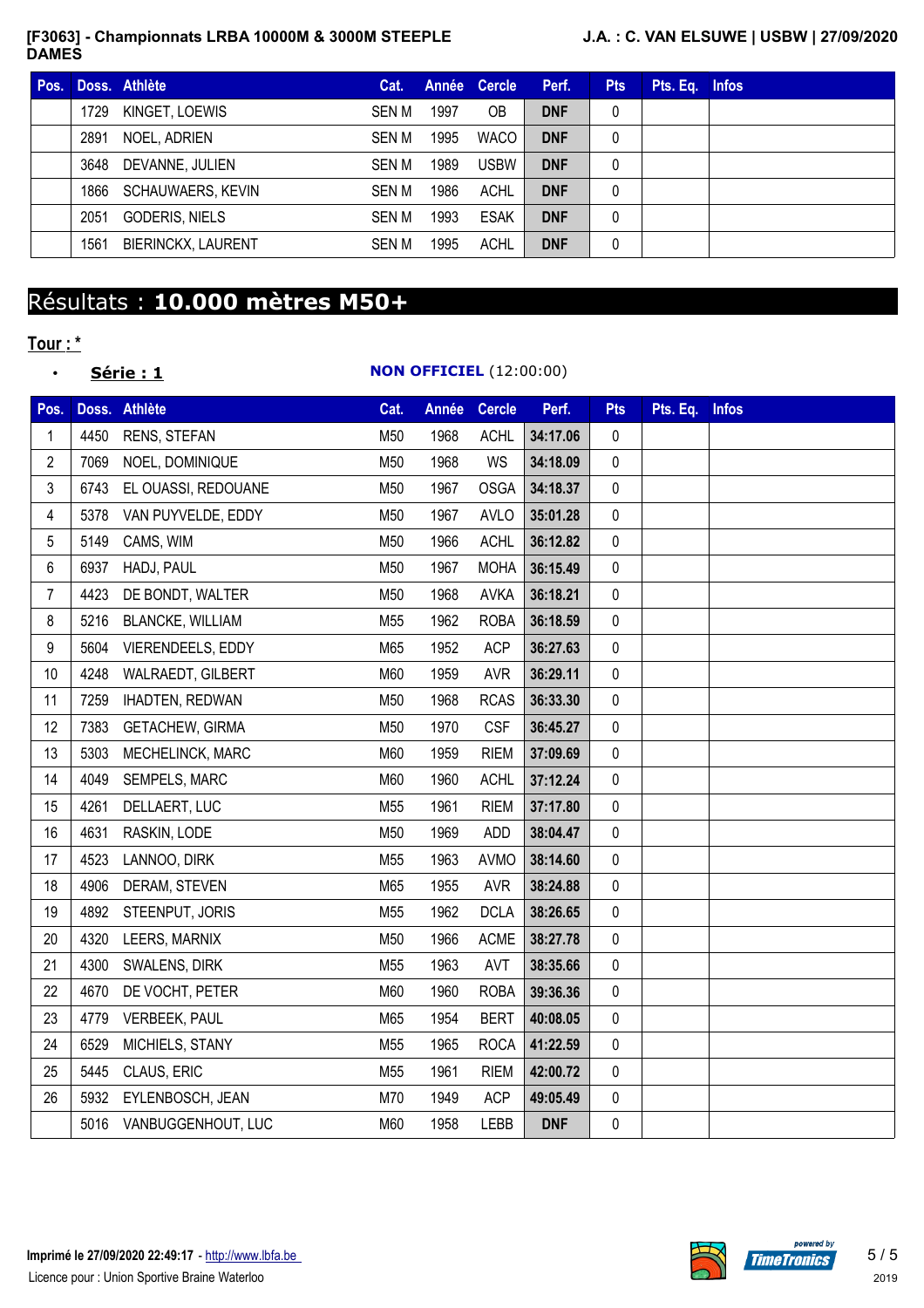| Pos. | Doss. | Athlète | Cat. | Année | Cercle | Perf. | Pts | Pts. Eq. | Infos |
|---|---|---|---|---|---|---|---|---|---|
| | 1729 | KINGET, LOEWIS | SEN M | 1997 | OB | **DNF** | 0 | | |
| | 2891 | NOEL, ADRIEN | SEN M | 1995 | WACO | **DNF** | 0 | | |
| | 3648 | DEVANNE, JULIEN | SEN M | 1989 | USBW | **DNF** | 0 | | |
| | 1866 | SCHAUWAERS, KEVIN | SEN M | 1986 | ACHL | **DNF** | 0 | | |
| | 2051 | GODERIS, NIELS | SEN M | 1993 | ESAK | **DNF** | 0 | | |
| | 1561 | BIERINCKX, LAURENT | SEN M | 1995 | ACHL | **DNF** | 0 | | |

# Résultats : **10.000 mètres M50+**

**Tour : ***

- **Série : 1** **NON OFFICIEL** (12:00:00)

| Pos. | Doss. | Athlète | Cat. | Année | Cercle | Perf. | Pts | Pts. Eq. | Infos |
|---|---|---|---|---|---|---|---|---|---|
| 1 | 4450 | RENS, STEFAN | M50 | 1968 | ACHL | **34:17.06** | 0 | | |
| 2 | 7069 | NOEL, DOMINIQUE | M50 | 1968 | WS | **34:18.09** | 0 | | |
| 3 | 6743 | EL OUASSI, REDOUANE | M50 | 1967 | OSGA | **34:18.37** | 0 | | |
| 4 | 5378 | VAN PUYVELDE, EDDY | M50 | 1967 | AVLO | **35:01.28** | 0 | | |
| 5 | 5149 | CAMS, WIM | M50 | 1966 | ACHL | **36:12.82** | 0 | | |
| 6 | 6937 | HADJ, PAUL | M50 | 1967 | MOHA | **36:15.49** | 0 | | |
| 7 | 4423 | DE BONDT, WALTER | M50 | 1968 | AVKA | **36:18.21** | 0 | | |
| 8 | 5216 | BLANCKE, WILLIAM | M55 | 1962 | ROBA | **36:18.59** | 0 | | |
| 9 | 5604 | VIERENDEELS, EDDY | M65 | 1952 | ACP | **36:27.63** | 0 | | |
| 10 | 4248 | WALRAEDT, GILBERT | M60 | 1959 | AVR | **36:29.11** | 0 | | |
| 11 | 7259 | IHADTEN, REDWAN | M50 | 1968 | RCAS | **36:33.30** | 0 | | |
| 12 | 7383 | GETACHEW, GIRMA | M50 | 1970 | CSF | **36:45.27** | 0 | | |
| 13 | 5303 | MECHELINCK, MARC | M60 | 1959 | RIEM | **37:09.69** | 0 | | |
| 14 | 4049 | SEMPELS, MARC | M60 | 1960 | ACHL | **37:12.24** | 0 | | |
| 15 | 4261 | DELLAERT, LUC | M55 | 1961 | RIEM | **37:17.80** | 0 | | |
| 16 | 4631 | RASKIN, LODE | M50 | 1969 | ADD | **38:04.47** | 0 | | |
| 17 | 4523 | LANNOO, DIRK | M55 | 1963 | AVMO | **38:14.60** | 0 | | |
| 18 | 4906 | DERAM, STEVEN | M65 | 1955 | AVR | **38:24.88** | 0 | | |
| 19 | 4892 | STEENPUT, JORIS | M55 | 1962 | DCLA | **38:26.65** | 0 | | |
| 20 | 4320 | LEERS, MARNIX | M50 | 1966 | ACME | **38:27.78** | 0 | | |
| 21 | 4300 | SWALENS, DIRK | M55 | 1963 | AVT | **38:35.66** | 0 | | |
| 22 | 4670 | DE VOCHT, PETER | M60 | 1960 | ROBA | **39:36.36** | 0 | | |
| 23 | 4779 | VERBEEK, PAUL | M65 | 1954 | BERT | **40:08.05** | 0 | | |
| 24 | 6529 | MICHIELS, STANY | M55 | 1965 | ROCA | **41:22.59** | 0 | | |
| 25 | 5445 | CLAUS, ERIC | M55 | 1961 | RIEM | **42:00.72** | 0 | | |
| 26 | 5932 | EYLENBOSCH, JEAN | M70 | 1949 | ACP | **49:05.49** | 0 | | |
| | 5016 | VANBUGGENHOUT, LUC | M60 | 1958 | LEBB | **DNF** | 0 | | |